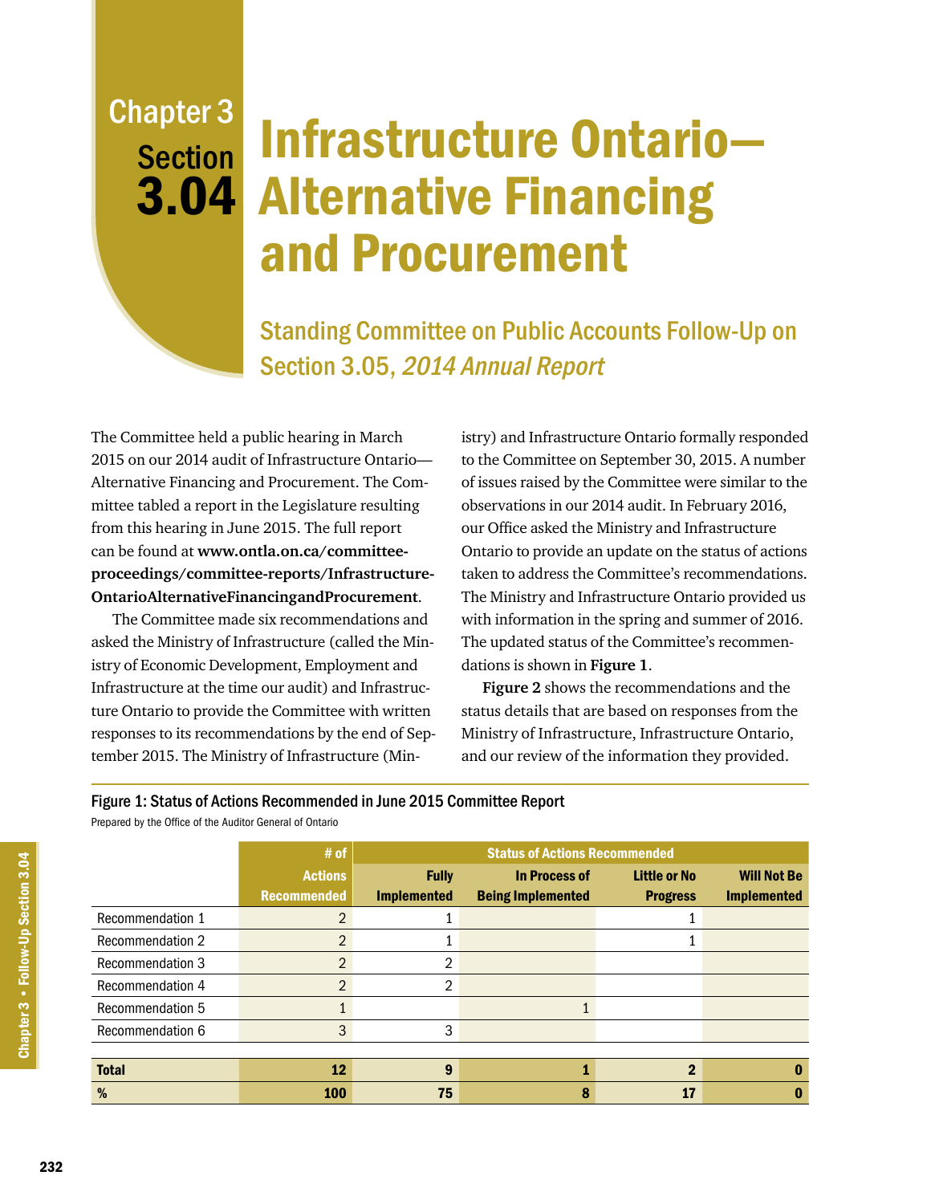# Chapter 3 Section 3.04 Infrastructure Ontario—Alternative Financing and Procurement

## Standing Committee on Public Accounts Follow-Up on Section 3.05, *2014 Annual Report*

The Committee held a public hearing in March 2015 on our 2014 audit of Infrastructure Ontario—Alternative Financing and Procurement. The Committee tabled a report in the Legislature resulting from this hearing in June 2015. The full report can be found at **www.ontla.on.ca/committee-proceedings/committee-reports/Infrastructure-OntarioAlternativeFinancingandProcurement**.

The Committee made six recommendations and asked the Ministry of Infrastructure (called the Ministry of Economic Development, Employment and Infrastructure at the time our audit) and Infrastructure Ontario to provide the Committee with written responses to its recommendations by the end of September 2015. The Ministry of Infrastructure (Ministry) and Infrastructure Ontario formally responded to the Committee on September 30, 2015. A number of issues raised by the Committee were similar to the observations in our 2014 audit. In February 2016, our Office asked the Ministry and Infrastructure Ontario to provide an update on the status of actions taken to address the Committee's recommendations. The Ministry and Infrastructure Ontario provided us with information in the spring and summer of 2016. The updated status of the Committee's recommendations is shown in **Figure 1**.

**Figure 2** shows the recommendations and the status details that are based on responses from the Ministry of Infrastructure, Infrastructure Ontario, and our review of the information they provided.

**Figure 1: Status of Actions Recommended in June 2015 Committee Report**

Prepared by the Office of the Auditor General of Ontario

| | # of Actions Recommended | Status of Actions Recommended | | | |
|---|---|---|---|---|---|
| | | Fully Implemented | In Process of Being Implemented | Little or No Progress | Will Not Be Implemented |
| Recommendation 1 | 2 | 1 | | 1 | |
| Recommendation 2 | 2 | 1 | | 1 | |
| Recommendation 3 | 2 | 2 | | | |
| Recommendation 4 | 2 | 2 | | | |
| Recommendation 5 | 1 | | 1 | | |
| Recommendation 6 | 3 | 3 | | | |
| **Total** | **12** | **9** | **1** | **2** | **0** |
| **%** | **100** | **75** | **8** | **17** | **0** |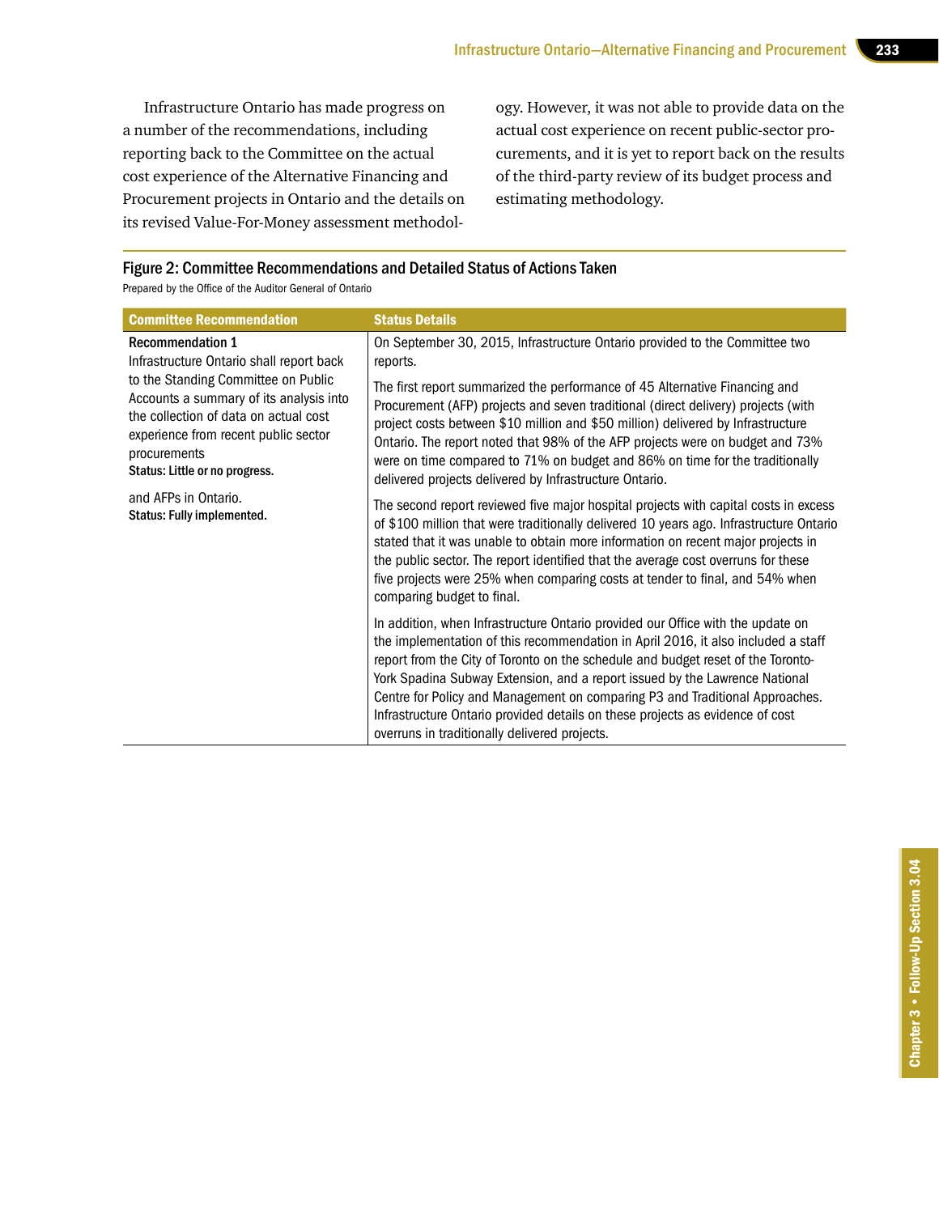Infrastructure Ontario has made progress on a number of the recommendations, including reporting back to the Committee on the actual cost experience of the Alternative Financing and Procurement projects in Ontario and the details on its revised Value-For-Money assessment methodology. However, it was not able to provide data on the actual cost experience on recent public-sector procurements, and it is yet to report back on the results of the third-party review of its budget process and estimating methodology.

**Figure 2: Committee Recommendations and Detailed Status of Actions Taken**

Prepared by the Office of the Auditor General of Ontario

| Committee Recommendation | Status Details |
|---|---|
| **Recommendation 1**<br>Infrastructure Ontario shall report back to the Standing Committee on Public Accounts a summary of its analysis into the collection of data on actual cost experience from recent public sector procurements<br>**Status: Little or no progress.**<br><br>and AFPs in Ontario.<br>**Status: Fully implemented.** | On September 30, 2015, Infrastructure Ontario provided to the Committee two reports.<br><br>The first report summarized the performance of 45 Alternative Financing and Procurement (AFP) projects and seven traditional (direct delivery) projects (with project costs between $10 million and $50 million) delivered by Infrastructure Ontario. The report noted that 98% of the AFP projects were on budget and 73% were on time compared to 71% on budget and 86% on time for the traditionally delivered projects delivered by Infrastructure Ontario.<br><br>The second report reviewed five major hospital projects with capital costs in excess of $100 million that were traditionally delivered 10 years ago. Infrastructure Ontario stated that it was unable to obtain more information on recent major projects in the public sector. The report identified that the average cost overruns for these five projects were 25% when comparing costs at tender to final, and 54% when comparing budget to final.<br><br>In addition, when Infrastructure Ontario provided our Office with the update on the implementation of this recommendation in April 2016, it also included a staff report from the City of Toronto on the schedule and budget reset of the Toronto-York Spadina Subway Extension, and a report issued by the Lawrence National Centre for Policy and Management on comparing P3 and Traditional Approaches. Infrastructure Ontario provided details on these projects as evidence of cost overruns in traditionally delivered projects. |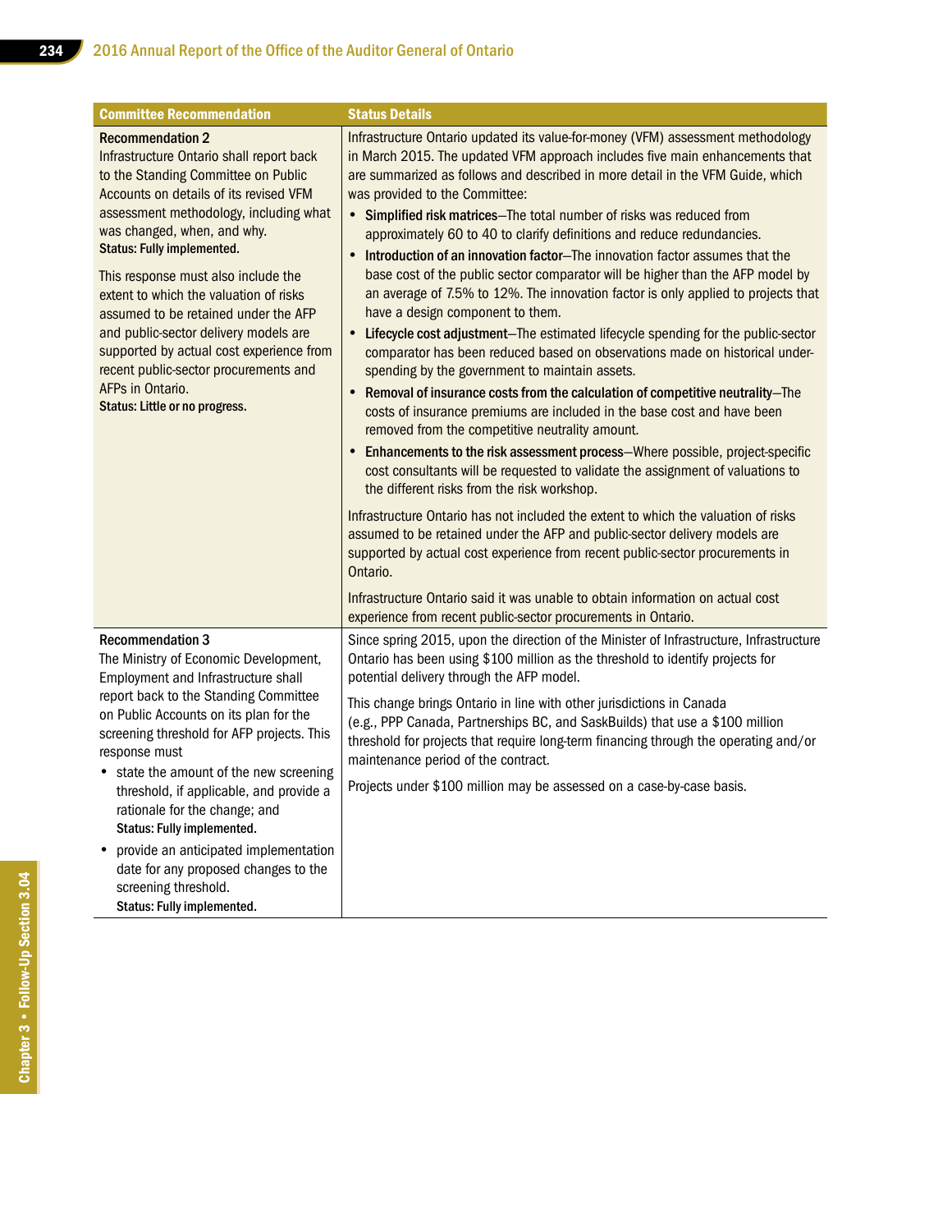| Committee Recommendation | Status Details |
|---|---|
| **Recommendation 2**<br>Infrastructure Ontario shall report back to the Standing Committee on Public Accounts on details of its revised VFM assessment methodology, including what was changed, when, and why.<br>**Status: Fully implemented.**<br><br>This response must also include the extent to which the valuation of risks assumed to be retained under the AFP and public-sector delivery models are supported by actual cost experience from recent public-sector procurements and AFPs in Ontario.<br>**Status: Little or no progress.** | Infrastructure Ontario updated its value-for-money (VFM) assessment methodology in March 2015. The updated VFM approach includes five main enhancements that are summarized as follows and described in more detail in the VFM Guide, which was provided to the Committee:<br>• **Simplified risk matrices**—The total number of risks was reduced from approximately 60 to 40 to clarify definitions and reduce redundancies.<br>• **Introduction of an innovation factor**—The innovation factor assumes that the base cost of the public sector comparator will be higher than the AFP model by an average of 7.5% to 12%. The innovation factor is only applied to projects that have a design component to them.<br>• **Lifecycle cost adjustment**—The estimated lifecycle spending for the public-sector comparator has been reduced based on observations made on historical under-spending by the government to maintain assets.<br>• **Removal of insurance costs from the calculation of competitive neutrality**—The costs of insurance premiums are included in the base cost and have been removed from the competitive neutrality amount.<br>• **Enhancements to the risk assessment process**—Where possible, project-specific cost consultants will be requested to validate the assignment of valuations to the different risks from the risk workshop.<br><br>Infrastructure Ontario has not included the extent to which the valuation of risks assumed to be retained under the AFP and public-sector delivery models are supported by actual cost experience from recent public-sector procurements in Ontario.<br><br>Infrastructure Ontario said it was unable to obtain information on actual cost experience from recent public-sector procurements in Ontario. |
| **Recommendation 3**<br>The Ministry of Economic Development, Employment and Infrastructure shall report back to the Standing Committee on Public Accounts on its plan for the screening threshold for AFP projects. This response must<br>• state the amount of the new screening threshold, if applicable, and provide a rationale for the change; and<br>**Status: Fully implemented.**<br>• provide an anticipated implementation date for any proposed changes to the screening threshold.<br>**Status: Fully implemented.** | Since spring 2015, upon the direction of the Minister of Infrastructure, Infrastructure Ontario has been using $100 million as the threshold to identify projects for potential delivery through the AFP model.<br><br>This change brings Ontario in line with other jurisdictions in Canada (e.g., PPP Canada, Partnerships BC, and SaskBuilds) that use a $100 million threshold for projects that require long-term financing through the operating and/or maintenance period of the contract.<br><br>Projects under $100 million may be assessed on a case-by-case basis. |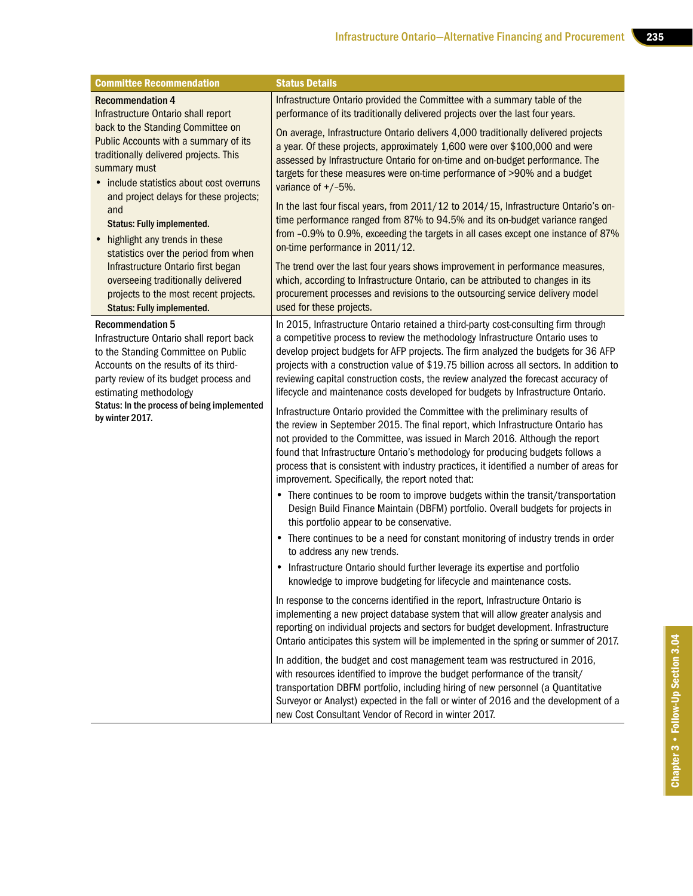| Committee Recommendation | Status Details |
|---|---|
| **Recommendation 4**<br>Infrastructure Ontario shall report back to the Standing Committee on Public Accounts with a summary of its traditionally delivered projects. This summary must<br>• include statistics about cost overruns and project delays for these projects; and<br>**Status: Fully implemented.**<br>• highlight any trends in these statistics over the period from when Infrastructure Ontario first began overseeing traditionally delivered projects to the most recent projects.<br>**Status: Fully implemented.** | Infrastructure Ontario provided the Committee with a summary table of the performance of its traditionally delivered projects over the last four years.<br><br>On average, Infrastructure Ontario delivers 4,000 traditionally delivered projects a year. Of these projects, approximately 1,600 were over $100,000 and were assessed by Infrastructure Ontario for on-time and on-budget performance. The targets for these measures were on-time performance of >90% and a budget variance of +/–5%.<br><br>In the last four fiscal years, from 2011/12 to 2014/15, Infrastructure Ontario's on-time performance ranged from 87% to 94.5% and its on-budget variance ranged from –0.9% to 0.9%, exceeding the targets in all cases except one instance of 87% on-time performance in 2011/12.<br><br>The trend over the last four years shows improvement in performance measures, which, according to Infrastructure Ontario, can be attributed to changes in its procurement processes and revisions to the outsourcing service delivery model used for these projects. |
| **Recommendation 5**<br>Infrastructure Ontario shall report back to the Standing Committee on Public Accounts on the results of its third-party review of its budget process and estimating methodology<br>**Status: In the process of being implemented by winter 2017.** | In 2015, Infrastructure Ontario retained a third-party cost-consulting firm through a competitive process to review the methodology Infrastructure Ontario uses to develop project budgets for AFP projects. The firm analyzed the budgets for 36 AFP projects with a construction value of $19.75 billion across all sectors. In addition to reviewing capital construction costs, the review analyzed the forecast accuracy of lifecycle and maintenance costs developed for budgets by Infrastructure Ontario.<br><br>Infrastructure Ontario provided the Committee with the preliminary results of the review in September 2015. The final report, which Infrastructure Ontario has not provided to the Committee, was issued in March 2016. Although the report found that Infrastructure Ontario's methodology for producing budgets follows a process that is consistent with industry practices, it identified a number of areas for improvement. Specifically, the report noted that:<br>• There continues to be room to improve budgets within the transit/transportation Design Build Finance Maintain (DBFM) portfolio. Overall budgets for projects in this portfolio appear to be conservative.<br>• There continues to be a need for constant monitoring of industry trends in order to address any new trends.<br>• Infrastructure Ontario should further leverage its expertise and portfolio knowledge to improve budgeting for lifecycle and maintenance costs.<br><br>In response to the concerns identified in the report, Infrastructure Ontario is implementing a new project database system that will allow greater analysis and reporting on individual projects and sectors for budget development. Infrastructure Ontario anticipates this system will be implemented in the spring or summer of 2017.<br><br>In addition, the budget and cost management team was restructured in 2016, with resources identified to improve the budget performance of the transit/transportation DBFM portfolio, including hiring of new personnel (a Quantitative Surveyor or Analyst) expected in the fall or winter of 2016 and the development of a new Cost Consultant Vendor of Record in winter 2017. |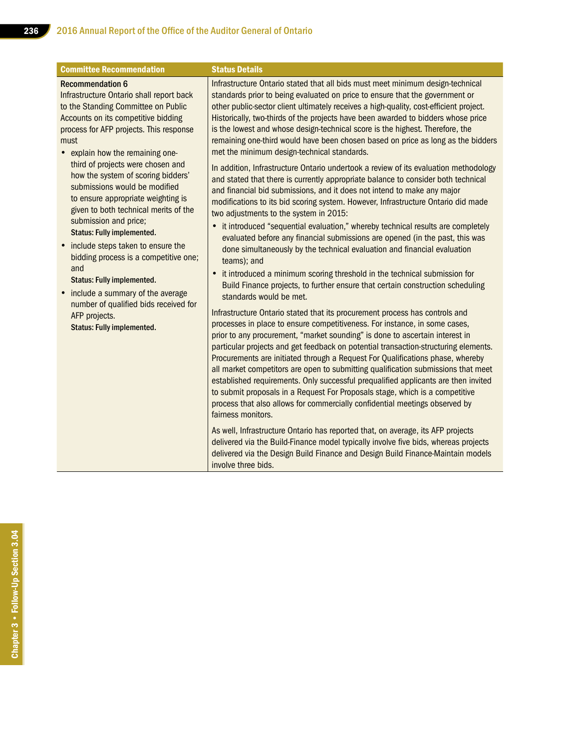| Committee Recommendation | Status Details |
|---|---|
| **Recommendation 6**<br>Infrastructure Ontario shall report back to the Standing Committee on Public Accounts on its competitive bidding process for AFP projects. This response must<br>• explain how the remaining one-third of projects were chosen and how the system of scoring bidders' submissions would be modified to ensure appropriate weighting is given to both technical merits of the submission and price;<br>**Status: Fully implemented.**<br>• include steps taken to ensure the bidding process is a competitive one; and<br>**Status: Fully implemented.**<br>• include a summary of the average number of qualified bids received for AFP projects.<br>**Status: Fully implemented.** | Infrastructure Ontario stated that all bids must meet minimum design-technical standards prior to being evaluated on price to ensure that the government or other public-sector client ultimately receives a high-quality, cost-efficient project. Historically, two-thirds of the projects have been awarded to bidders whose price is the lowest and whose design-technical score is the highest. Therefore, the remaining one-third would have been chosen based on price as long as the bidders met the minimum design-technical standards.<br><br>In addition, Infrastructure Ontario undertook a review of its evaluation methodology and stated that there is currently appropriate balance to consider both technical and financial bid submissions, and it does not intend to make any major modifications to its bid scoring system. However, Infrastructure Ontario did made two adjustments to the system in 2015:<br>• it introduced "sequential evaluation," whereby technical results are completely evaluated before any financial submissions are opened (in the past, this was done simultaneously by the technical evaluation and financial evaluation teams); and<br>• it introduced a minimum scoring threshold in the technical submission for Build Finance projects, to further ensure that certain construction scheduling standards would be met.<br><br>Infrastructure Ontario stated that its procurement process has controls and processes in place to ensure competitiveness. For instance, in some cases, prior to any procurement, "market sounding" is done to ascertain interest in particular projects and get feedback on potential transaction-structuring elements. Procurements are initiated through a Request For Qualifications phase, whereby all market competitors are open to submitting qualification submissions that meet established requirements. Only successful prequalified applicants are then invited to submit proposals in a Request For Proposals stage, which is a competitive process that also allows for commercially confidential meetings observed by fairness monitors.<br><br>As well, Infrastructure Ontario has reported that, on average, its AFP projects delivered via the Build-Finance model typically involve five bids, whereas projects delivered via the Design Build Finance and Design Build Finance-Maintain models involve three bids. |